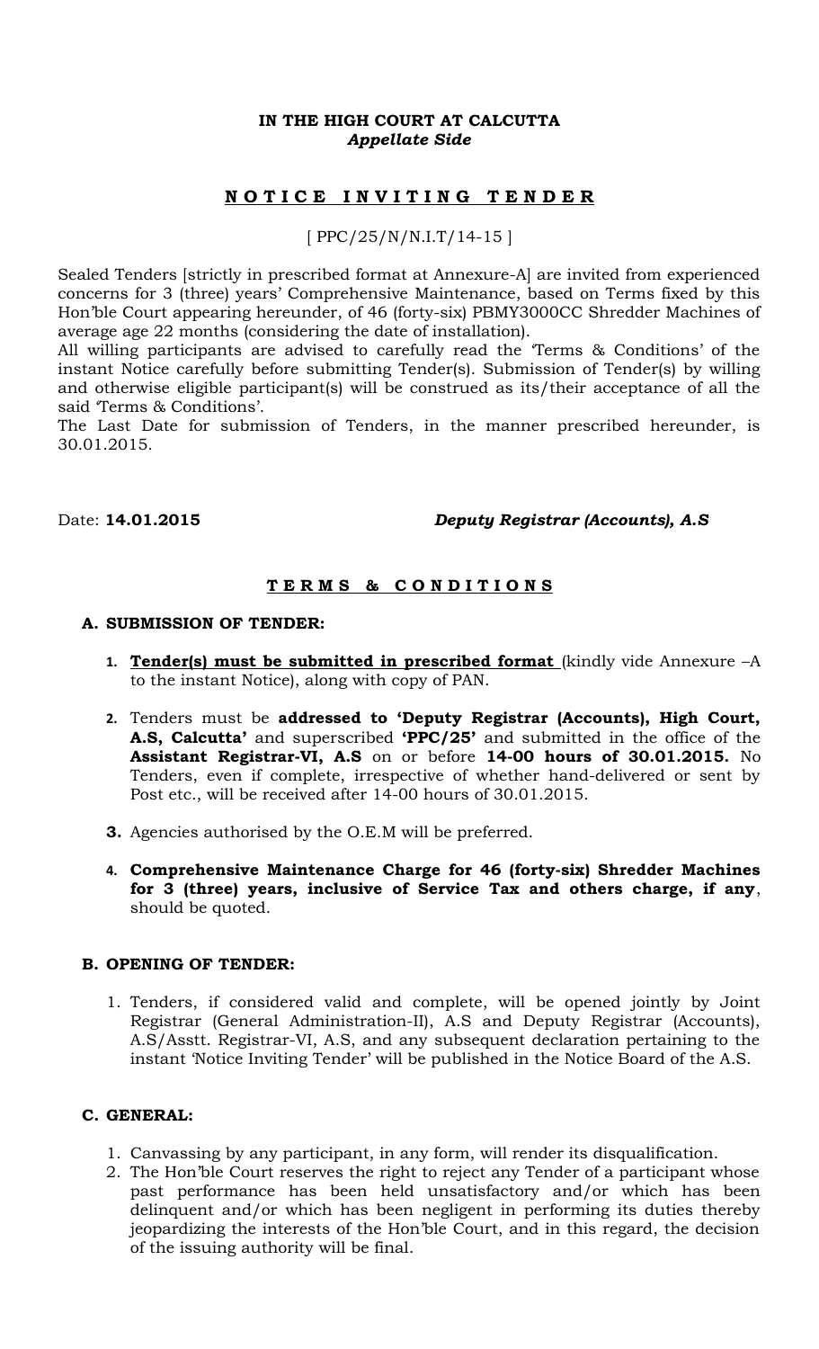**IN THE HIGH COURT AT CALCUTTA**
***Appellate Side***

# N O T I C E   I N V I T I N G   T E N D E R

[ PPC/25/N/N.I.T/14-15 ]

Sealed Tenders [strictly in prescribed format at Annexure-A] are invited from experienced concerns for 3 (three) years' Comprehensive Maintenance, based on Terms fixed by this Hon'ble Court appearing hereunder, of 46 (forty-six) PBMY3000CC Shredder Machines of average age 22 months (considering the date of installation).

All willing participants are advised to carefully read the 'Terms & Conditions' of the instant Notice carefully before submitting Tender(s). Submission of Tender(s) by willing and otherwise eligible participant(s) will be construed as its/their acceptance of all the said 'Terms & Conditions'.

The Last Date for submission of Tenders, in the manner prescribed hereunder, is 30.01.2015.

Date: **14.01.2015** ***Deputy Registrar (Accounts), A.S***

## T E R M S   &   C O N D I T I O N S

### A. SUBMISSION OF TENDER:

1. **Tender(s) must be submitted in prescribed format** (kindly vide Annexure –A to the instant Notice), along with copy of PAN.
2. Tenders must be **addressed to 'Deputy Registrar (Accounts), High Court, A.S, Calcutta'** and superscribed **'PPC/25'** and submitted in the office of the **Assistant Registrar-VI, A.S** on or before **14-00 hours of 30.01.2015.** No Tenders, even if complete, irrespective of whether hand-delivered or sent by Post etc., will be received after 14-00 hours of 30.01.2015.
3. Agencies authorised by the O.E.M will be preferred.
4. **Comprehensive Maintenance Charge for 46 (forty-six) Shredder Machines for 3 (three) years, inclusive of Service Tax and others charge, if any**, should be quoted.

### B. OPENING OF TENDER:

1. Tenders, if considered valid and complete, will be opened jointly by Joint Registrar (General Administration-II), A.S and Deputy Registrar (Accounts), A.S/Asstt. Registrar-VI, A.S, and any subsequent declaration pertaining to the instant 'Notice Inviting Tender' will be published in the Notice Board of the A.S.

### C. GENERAL:

1. Canvassing by any participant, in any form, will render its disqualification.
2. The Hon'ble Court reserves the right to reject any Tender of a participant whose past performance has been held unsatisfactory and/or which has been delinquent and/or which has been negligent in performing its duties thereby jeopardizing the interests of the Hon'ble Court, and in this regard, the decision of the issuing authority will be final.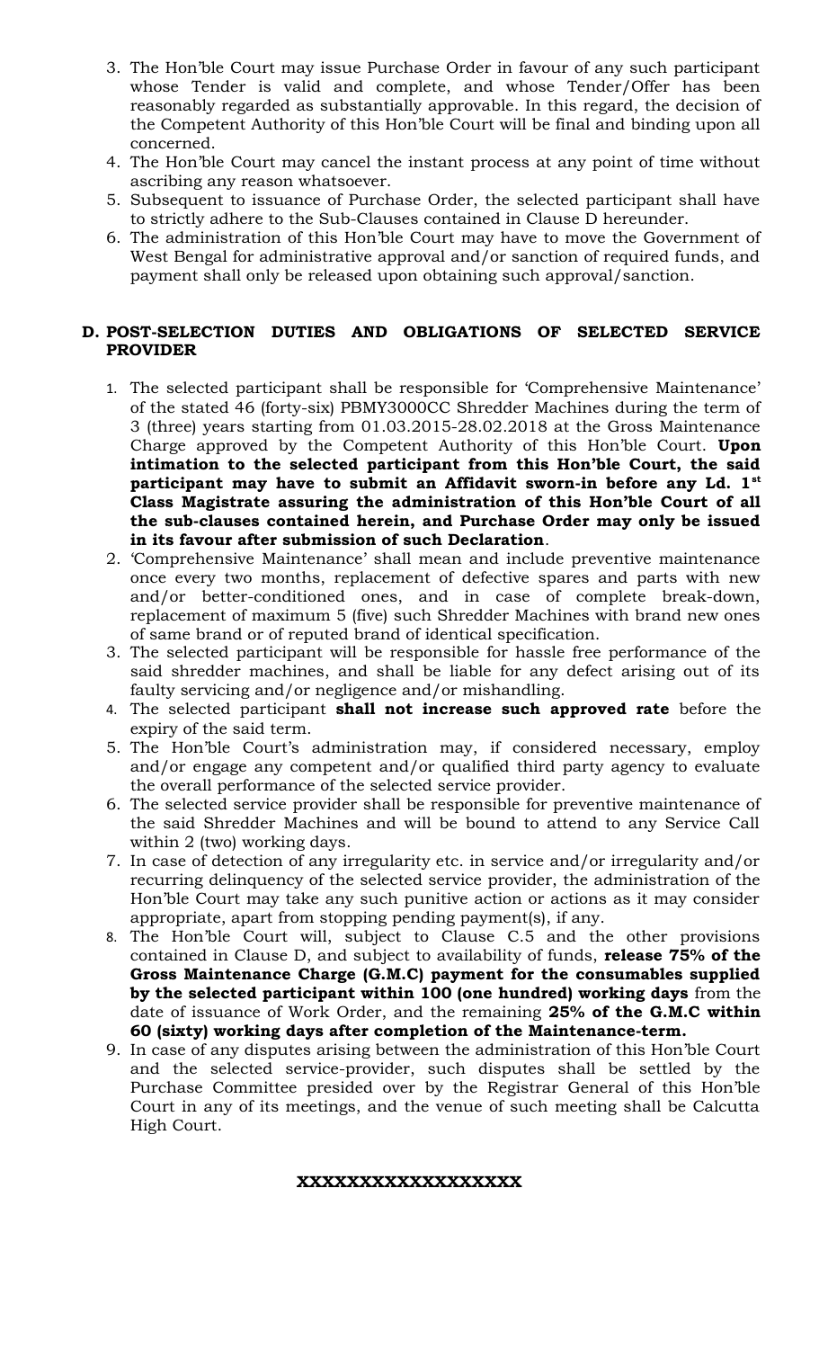3. The Hon'ble Court may issue Purchase Order in favour of any such participant whose Tender is valid and complete, and whose Tender/Offer has been reasonably regarded as substantially approvable. In this regard, the decision of the Competent Authority of this Hon'ble Court will be final and binding upon all concerned.
4. The Hon'ble Court may cancel the instant process at any point of time without ascribing any reason whatsoever.
5. Subsequent to issuance of Purchase Order, the selected participant shall have to strictly adhere to the Sub-Clauses contained in Clause D hereunder.
6. The administration of this Hon'ble Court may have to move the Government of West Bengal for administrative approval and/or sanction of required funds, and payment shall only be released upon obtaining such approval/sanction.

## D. POST-SELECTION DUTIES AND OBLIGATIONS OF SELECTED SERVICE PROVIDER

1. The selected participant shall be responsible for 'Comprehensive Maintenance' of the stated 46 (forty-six) PBMY3000CC Shredder Machines during the term of 3 (three) years starting from 01.03.2015-28.02.2018 at the Gross Maintenance Charge approved by the Competent Authority of this Hon'ble Court. **Upon intimation to the selected participant from this Hon'ble Court, the said participant may have to submit an Affidavit sworn-in before any Ld. 1st Class Magistrate assuring the administration of this Hon'ble Court of all the sub-clauses contained herein, and Purchase Order may only be issued in its favour after submission of such Declaration**.
2. 'Comprehensive Maintenance' shall mean and include preventive maintenance once every two months, replacement of defective spares and parts with new and/or better-conditioned ones, and in case of complete break-down, replacement of maximum 5 (five) such Shredder Machines with brand new ones of same brand or of reputed brand of identical specification.
3. The selected participant will be responsible for hassle free performance of the said shredder machines, and shall be liable for any defect arising out of its faulty servicing and/or negligence and/or mishandling.
4. The selected participant **shall not increase such approved rate** before the expiry of the said term.
5. The Hon'ble Court's administration may, if considered necessary, employ and/or engage any competent and/or qualified third party agency to evaluate the overall performance of the selected service provider.
6. The selected service provider shall be responsible for preventive maintenance of the said Shredder Machines and will be bound to attend to any Service Call within 2 (two) working days.
7. In case of detection of any irregularity etc. in service and/or irregularity and/or recurring delinquency of the selected service provider, the administration of the Hon'ble Court may take any such punitive action or actions as it may consider appropriate, apart from stopping pending payment(s), if any.
8. The Hon'ble Court will, subject to Clause C.5 and the other provisions contained in Clause D, and subject to availability of funds, **release 75% of the Gross Maintenance Charge (G.M.C) payment for the consumables supplied by the selected participant within 100 (one hundred) working days** from the date of issuance of Work Order, and the remaining **25% of the G.M.C within 60 (sixty) working days after completion of the Maintenance-term.**
9. In case of any disputes arising between the administration of this Hon'ble Court and the selected service-provider, such disputes shall be settled by the Purchase Committee presided over by the Registrar General of this Hon'ble Court in any of its meetings, and the venue of such meeting shall be Calcutta High Court.

**XXXXXXXXXXXXXXXXXX**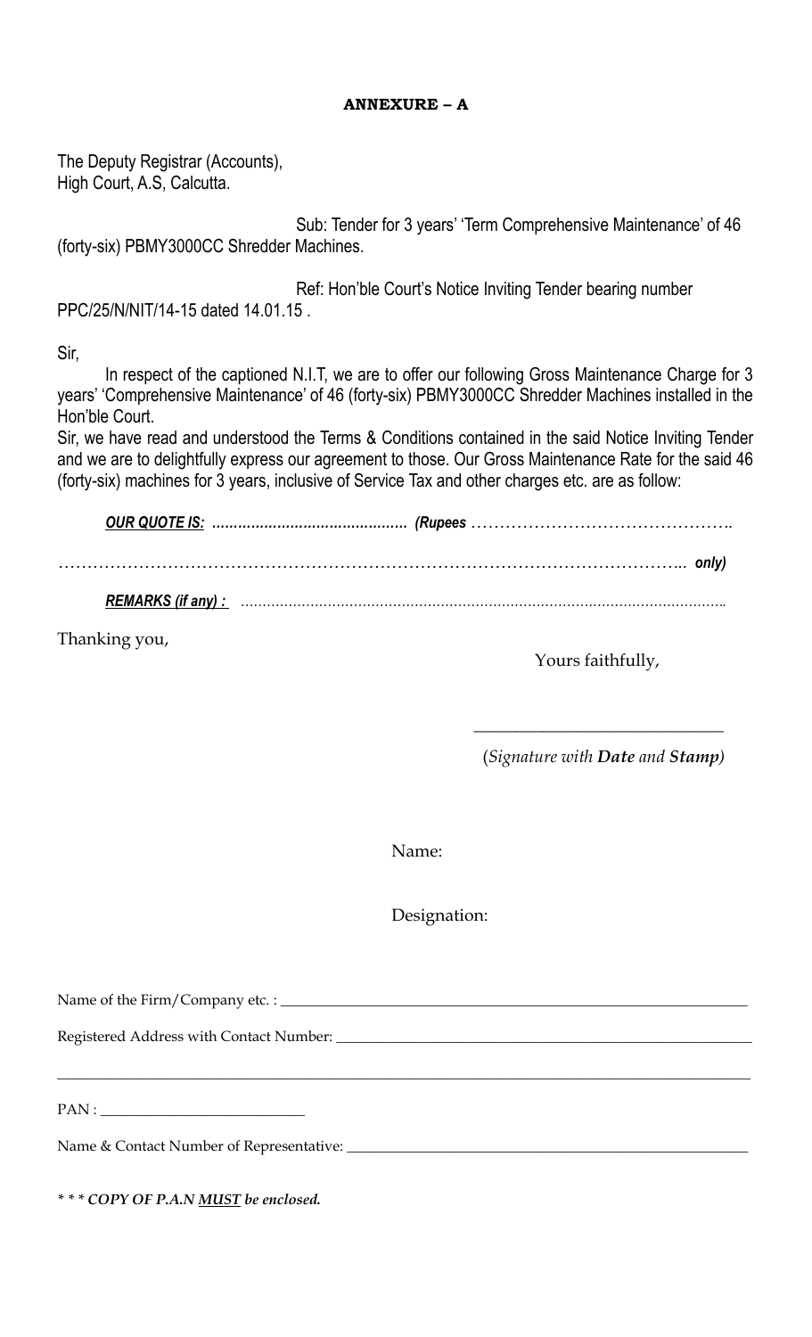**ANNEXURE – A**

The Deputy Registrar (Accounts),
High Court, A.S, Calcutta.

Sub: Tender for 3 years' 'Term Comprehensive Maintenance' of 46 (forty-six) PBMY3000CC Shredder Machines.

Ref: Hon'ble Court's Notice Inviting Tender bearing number PPC/25/N/NIT/14-15 dated 14.01.15 .

Sir,

In respect of the captioned N.I.T, we are to offer our following Gross Maintenance Charge for 3 years' 'Comprehensive Maintenance' of 46 (forty-six) PBMY3000CC Shredder Machines installed in the Hon'ble Court.

Sir, we have read and understood the Terms & Conditions contained in the said Notice Inviting Tender and we are to delightfully express our agreement to those. Our Gross Maintenance Rate for the said 46 (forty-six) machines for 3 years, inclusive of Service Tax and other charges etc. are as follow:

***OUR QUOTE IS:*** ***............................................ (Rupees*** ***………………………………………***

***…………………………………………………………………………………………….. only)***

***REMARKS (if any) :*** ……………………………………………………………………………………………

Thanking you,

Yours faithfully,

\_\_\_\_\_\_\_\_\_\_\_\_\_\_\_\_\_\_\_\_\_\_\_\_\_\_\_\_\_\_

(*Signature with **Date** and **Stamp***)

Name:

Designation:

Name of the Firm/Company etc. : \_\_\_\_\_\_\_\_\_\_\_\_\_\_\_\_\_\_\_\_\_\_\_\_\_\_\_\_\_\_\_\_\_\_\_\_\_\_\_\_\_\_\_\_\_\_\_\_

Registered Address with Contact Number: \_\_\_\_\_\_\_\_\_\_\_\_\_\_\_\_\_\_\_\_\_\_\_\_\_\_\_\_\_\_\_\_\_\_\_\_\_\_\_\_\_\_\_\_

\_\_\_\_\_\_\_\_\_\_\_\_\_\_\_\_\_\_\_\_\_\_\_\_\_\_\_\_\_\_\_\_\_\_\_\_\_\_\_\_\_\_\_\_\_\_\_\_\_\_\_\_\_\_\_\_\_\_\_\_\_\_\_\_\_\_\_\_\_\_\_\_\_\_\_\_

PAN : \_\_\_\_\_\_\_\_\_\_\_\_\_\_\_\_\_\_\_\_\_\_\_\_\_\_

Name & Contact Number of Representative: \_\_\_\_\_\_\_\_\_\_\_\_\_\_\_\_\_\_\_\_\_\_\_\_\_\_\_\_\_\_\_\_\_\_\_\_\_\_\_\_\_\_

*\* \* \* **COPY OF P.A.N <u>MUST</u> be enclosed.***